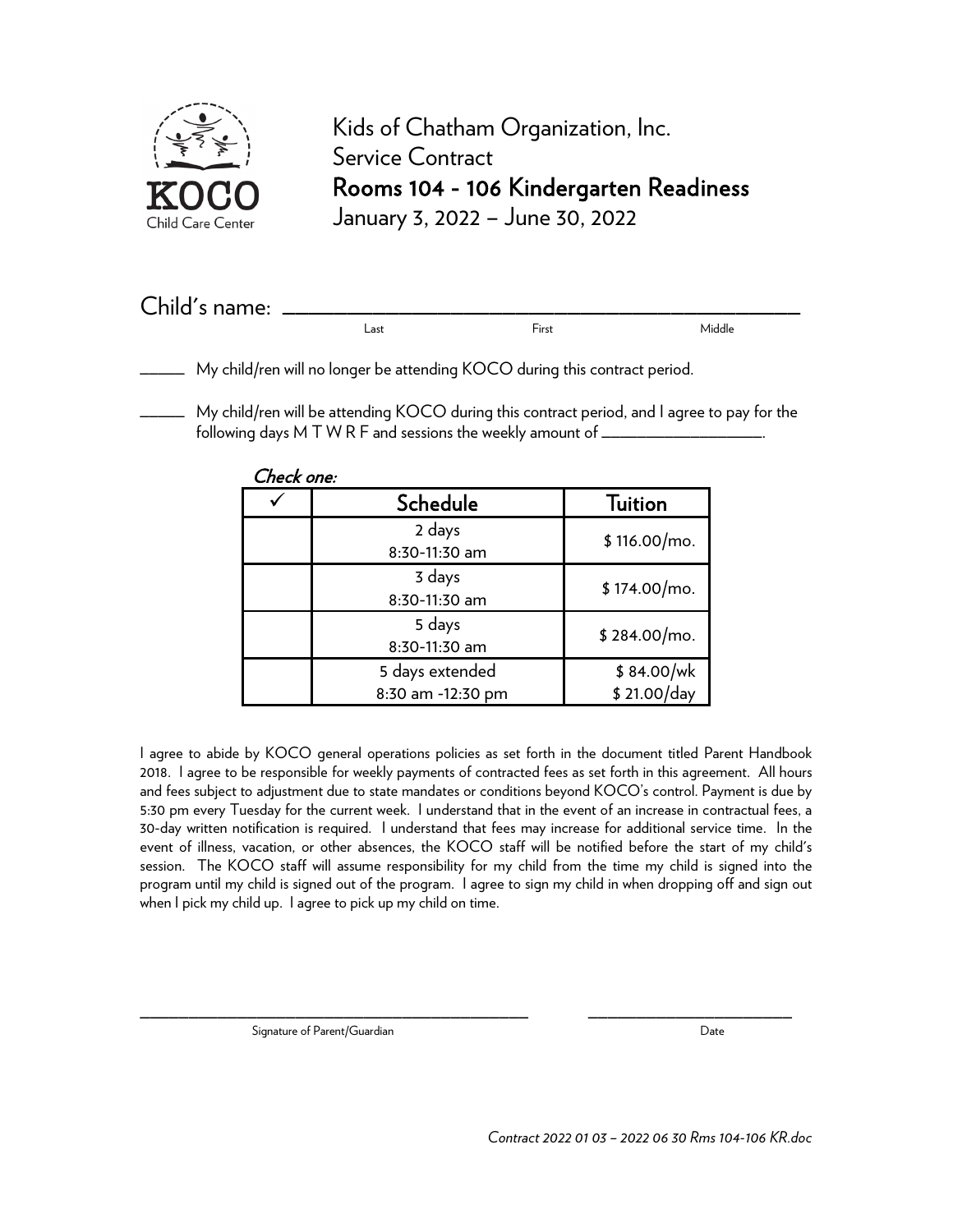KOCO Child Care Center

# Kids of Chatham Organization, Inc.
Service Contract
## Rooms 104 - 106 Kindergarten Readiness
January 3, 2022 – June 30, 2022

Child's name: ______________________________________________
Last First Middle

_____ My child/ren will no longer be attending KOCO during this contract period.

_____ My child/ren will be attending KOCO during this contract period, and I agree to pay for the following days M T W R F and sessions the weekly amount of ____________________.

*Check one:*

| ✓ | Schedule | Tuition |
|---|---|---|
| | 2 days 8:30-11:30 am | $ 116.00/mo. |
| | 3 days 8:30-11:30 am | $ 174.00/mo. |
| | 5 days 8:30-11:30 am | $ 284.00/mo. |
| | 5 days extended 8:30 am -12:30 pm | $ 84.00/wk $ 21.00/day |

I agree to abide by KOCO general operations policies as set forth in the document titled Parent Handbook 2018. I agree to be responsible for weekly payments of contracted fees as set forth in this agreement. All hours and fees subject to adjustment due to state mandates or conditions beyond KOCO's control. Payment is due by 5:30 pm every Tuesday for the current week. I understand that in the event of an increase in contractual fees, a 30-day written notification is required. I understand that fees may increase for additional service time. In the event of illness, vacation, or other absences, the KOCO staff will be notified before the start of my child's session. The KOCO staff will assume responsibility for my child from the time my child is signed into the program until my child is signed out of the program. I agree to sign my child in when dropping off and sign out when I pick my child up. I agree to pick up my child on time.

_____________________________________________ _________________________
Signature of Parent/Guardian Date

*Contract 2022 01 03 – 2022 06 30 Rms 104-106 KR.doc*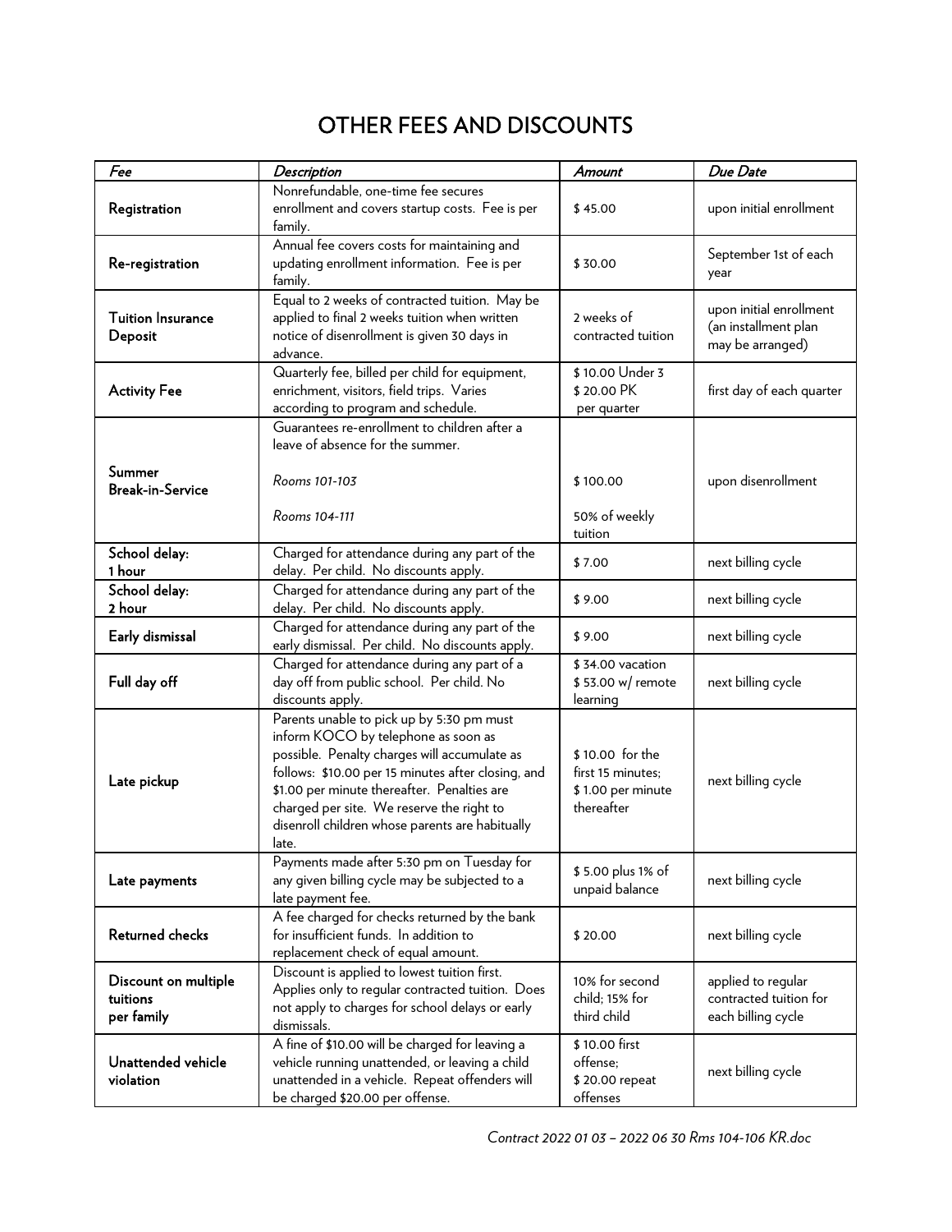# OTHER FEES AND DISCOUNTS

| *Fee* | *Description* | *Amount* | *Due Date* |
|---|---|---|---|
| Registration | Nonrefundable, one-time fee secures enrollment and covers startup costs. Fee is per family. | $ 45.00 | upon initial enrollment |
| Re-registration | Annual fee covers costs for maintaining and updating enrollment information. Fee is per family. | $ 30.00 | September 1st of each year |
| Tuition Insurance Deposit | Equal to 2 weeks of contracted tuition. May be applied to final 2 weeks tuition when written notice of disenrollment is given 30 days in advance. | 2 weeks of contracted tuition | upon initial enrollment (an installment plan may be arranged) |
| Activity Fee | Quarterly fee, billed per child for equipment, enrichment, visitors, field trips. Varies according to program and schedule. | $ 10.00 Under 3<br>$ 20.00 PK<br>per quarter | first day of each quarter |
| Summer Break-in-Service | Guarantees re-enrollment to children after a leave of absence for the summer.<br><br>*Rooms 101-103*<br><br>*Rooms 104-111* | <br><br>$ 100.00<br><br>50% of weekly tuition | upon disenrollment |
| School delay: 1 hour | Charged for attendance during any part of the delay. Per child. No discounts apply. | $ 7.00 | next billing cycle |
| School delay: 2 hour | Charged for attendance during any part of the delay. Per child. No discounts apply. | $ 9.00 | next billing cycle |
| Early dismissal | Charged for attendance during any part of the early dismissal. Per child. No discounts apply. | $ 9.00 | next billing cycle |
| Full day off | Charged for attendance during any part of a day off from public school. Per child. No discounts apply. | $ 34.00 vacation<br>$ 53.00 w/ remote learning | next billing cycle |
| Late pickup | Parents unable to pick up by 5:30 pm must inform KOCO by telephone as soon as possible. Penalty charges will accumulate as follows: $10.00 per 15 minutes after closing, and $1.00 per minute thereafter. Penalties are charged per site. We reserve the right to disenroll children whose parents are habitually late. | $ 10.00 for the first 15 minutes;<br>$ 1.00 per minute thereafter | next billing cycle |
| Late payments | Payments made after 5:30 pm on Tuesday for any given billing cycle may be subjected to a late payment fee. | $ 5.00 plus 1% of unpaid balance | next billing cycle |
| Returned checks | A fee charged for checks returned by the bank for insufficient funds. In addition to replacement check of equal amount. | $ 20.00 | next billing cycle |
| Discount on multiple tuitions per family | Discount is applied to lowest tuition first. Applies only to regular contracted tuition. Does not apply to charges for school delays or early dismissals. | 10% for second child; 15% for third child | applied to regular contracted tuition for each billing cycle |
| Unattended vehicle violation | A fine of $10.00 will be charged for leaving a vehicle running unattended, or leaving a child unattended in a vehicle. Repeat offenders will be charged $20.00 per offense. | $ 10.00 first offense;<br>$ 20.00 repeat offenses | next billing cycle |

*Contract 2022 01 03 – 2022 06 30 Rms 104-106 KR.doc*